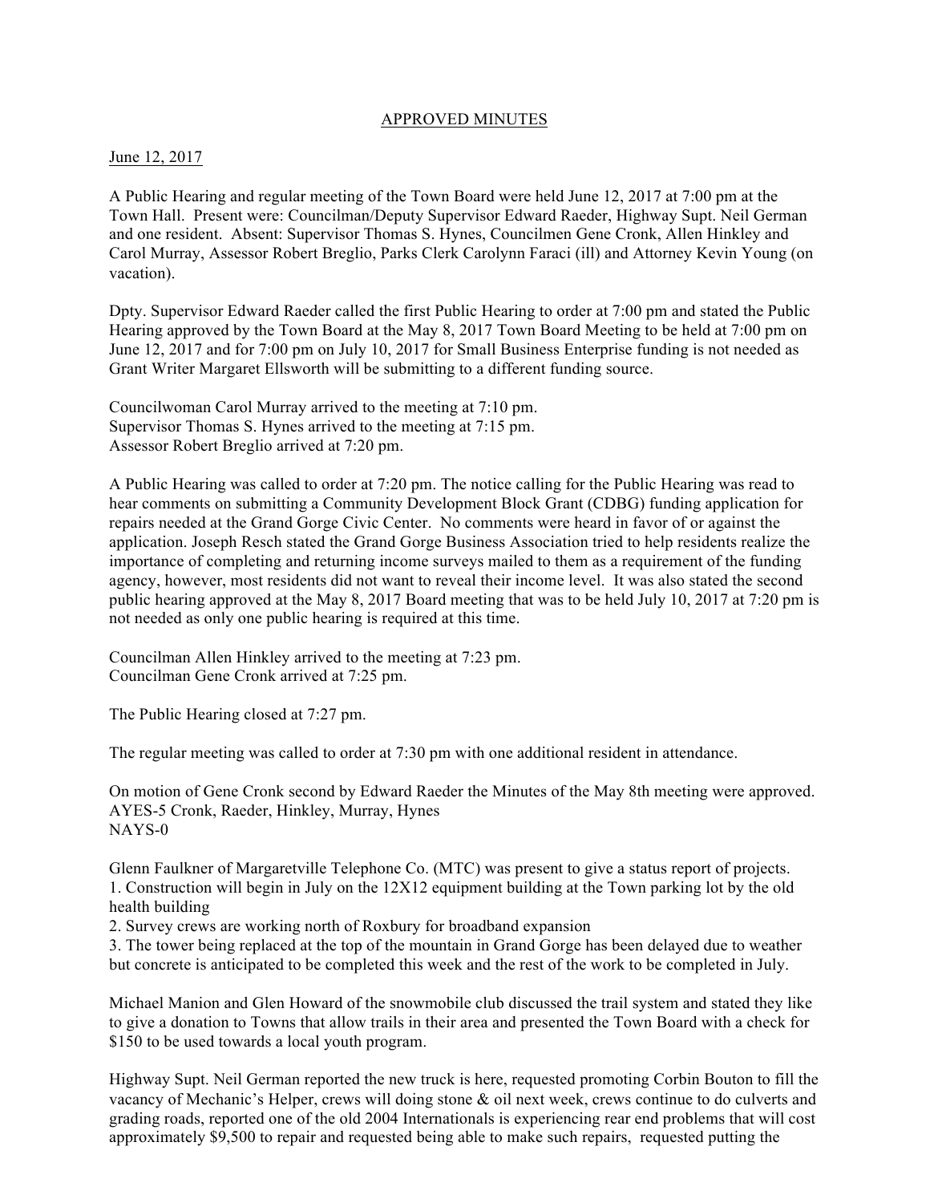APPROVED MINUTES

June 12, 2017

A Public Hearing and regular meeting of the Town Board were held June 12, 2017 at 7:00 pm at the Town Hall. Present were: Councilman/Deputy Supervisor Edward Raeder, Highway Supt. Neil German and one resident. Absent: Supervisor Thomas S. Hynes, Councilmen Gene Cronk, Allen Hinkley and Carol Murray, Assessor Robert Breglio, Parks Clerk Carolynn Faraci (ill) and Attorney Kevin Young (on vacation).

Dpty. Supervisor Edward Raeder called the first Public Hearing to order at 7:00 pm and stated the Public Hearing approved by the Town Board at the May 8, 2017 Town Board Meeting to be held at 7:00 pm on June 12, 2017 and for 7:00 pm on July 10, 2017 for Small Business Enterprise funding is not needed as Grant Writer Margaret Ellsworth will be submitting to a different funding source.

Councilwoman Carol Murray arrived to the meeting at 7:10 pm.
Supervisor Thomas S. Hynes arrived to the meeting at 7:15 pm.
Assessor Robert Breglio arrived at 7:20 pm.

A Public Hearing was called to order at 7:20 pm. The notice calling for the Public Hearing was read to hear comments on submitting a Community Development Block Grant (CDBG) funding application for repairs needed at the Grand Gorge Civic Center. No comments were heard in favor of or against the application. Joseph Resch stated the Grand Gorge Business Association tried to help residents realize the importance of completing and returning income surveys mailed to them as a requirement of the funding agency, however, most residents did not want to reveal their income level. It was also stated the second public hearing approved at the May 8, 2017 Board meeting that was to be held July 10, 2017 at 7:20 pm is not needed as only one public hearing is required at this time.

Councilman Allen Hinkley arrived to the meeting at 7:23 pm.
Councilman Gene Cronk arrived at 7:25 pm.

The Public Hearing closed at 7:27 pm.

The regular meeting was called to order at 7:30 pm with one additional resident in attendance.

On motion of Gene Cronk second by Edward Raeder the Minutes of the May 8th meeting were approved.
AYES-5 Cronk, Raeder, Hinkley, Murray, Hynes
NAYS-0

Glenn Faulkner of Margaretville Telephone Co. (MTC) was present to give a status report of projects.
1. Construction will begin in July on the 12X12 equipment building at the Town parking lot by the old health building
2. Survey crews are working north of Roxbury for broadband expansion
3. The tower being replaced at the top of the mountain in Grand Gorge has been delayed due to weather but concrete is anticipated to be completed this week and the rest of the work to be completed in July.

Michael Manion and Glen Howard of the snowmobile club discussed the trail system and stated they like to give a donation to Towns that allow trails in their area and presented the Town Board with a check for $150 to be used towards a local youth program.

Highway Supt. Neil German reported the new truck is here, requested promoting Corbin Bouton to fill the vacancy of Mechanic's Helper, crews will doing stone & oil next week, crews continue to do culverts and grading roads, reported one of the old 2004 Internationals is experiencing rear end problems that will cost approximately $9,500 to repair and requested being able to make such repairs, requested putting the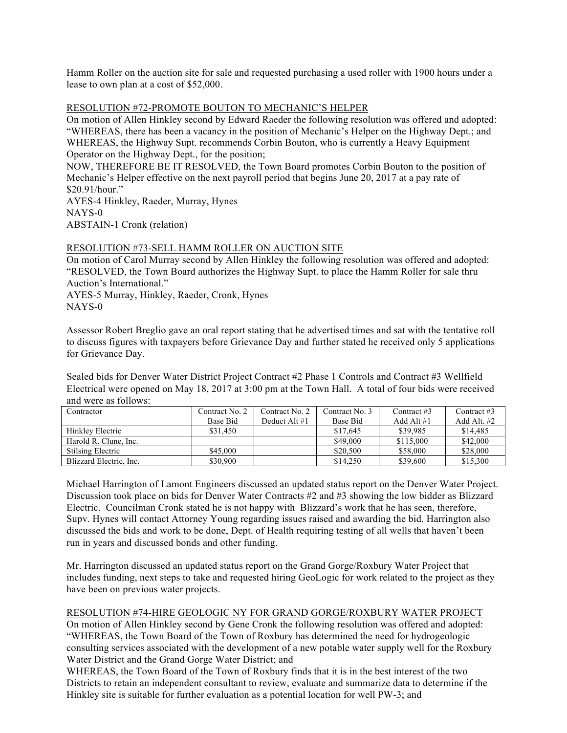Hamm Roller on the auction site for sale and requested purchasing a used roller with 1900 hours under a lease to own plan at a cost of $52,000.

RESOLUTION #72-PROMOTE BOUTON TO MECHANIC'S HELPER

On motion of Allen Hinkley second by Edward Raeder the following resolution was offered and adopted: "WHEREAS, there has been a vacancy in the position of Mechanic's Helper on the Highway Dept.; and WHEREAS, the Highway Supt. recommends Corbin Bouton, who is currently a Heavy Equipment Operator on the Highway Dept., for the position;

NOW, THEREFORE BE IT RESOLVED, the Town Board promotes Corbin Bouton to the position of Mechanic's Helper effective on the next payroll period that begins June 20, 2017 at a pay rate of $20.91/hour."

AYES-4 Hinkley, Raeder, Murray, Hynes
NAYS-0
ABSTAIN-1 Cronk (relation)

RESOLUTION #73-SELL HAMM ROLLER ON AUCTION SITE

On motion of Carol Murray second by Allen Hinkley the following resolution was offered and adopted: "RESOLVED, the Town Board authorizes the Highway Supt. to place the Hamm Roller for sale thru Auction's International."

AYES-5 Murray, Hinkley, Raeder, Cronk, Hynes
NAYS-0

Assessor Robert Breglio gave an oral report stating that he advertised times and sat with the tentative roll to discuss figures with taxpayers before Grievance Day and further stated he received only 5 applications for Grievance Day.

Sealed bids for Denver Water District Project Contract #2 Phase 1 Controls and Contract #3 Wellfield Electrical were opened on May 18, 2017 at 3:00 pm at the Town Hall. A total of four bids were received and were as follows:

| Contractor | Contract No. 2 Base Bid | Contract No. 2 Deduct Alt #1 | Contract No. 3 Base Bid | Contract #3 Add Alt #1 | Contract #3 Add Alt. #2 |
|---|---|---|---|---|---|
| Hinkley Electric | $31,450 | | $17,645 | $39,985 | $14,485 |
| Harold R. Clune, Inc. | | | $49,000 | $115,000 | $42,000 |
| Stilsing Electric | $45,000 | | $20,500 | $58,000 | $28,000 |
| Blizzard Electric, Inc. | $30,900 | | $14,250 | $39,600 | $15,300 |

Michael Harrington of Lamont Engineers discussed an updated status report on the Denver Water Project. Discussion took place on bids for Denver Water Contracts #2 and #3 showing the low bidder as Blizzard Electric. Councilman Cronk stated he is not happy with Blizzard's work that he has seen, therefore, Supv. Hynes will contact Attorney Young regarding issues raised and awarding the bid. Harrington also discussed the bids and work to be done, Dept. of Health requiring testing of all wells that haven't been run in years and discussed bonds and other funding.

Mr. Harrington discussed an updated status report on the Grand Gorge/Roxbury Water Project that includes funding, next steps to take and requested hiring GeoLogic for work related to the project as they have been on previous water projects.

RESOLUTION #74-HIRE GEOLOGIC NY FOR GRAND GORGE/ROXBURY WATER PROJECT

On motion of Allen Hinkley second by Gene Cronk the following resolution was offered and adopted: "WHEREAS, the Town Board of the Town of Roxbury has determined the need for hydrogeologic consulting services associated with the development of a new potable water supply well for the Roxbury Water District and the Grand Gorge Water District; and

WHEREAS, the Town Board of the Town of Roxbury finds that it is in the best interest of the two Districts to retain an independent consultant to review, evaluate and summarize data to determine if the Hinkley site is suitable for further evaluation as a potential location for well PW-3; and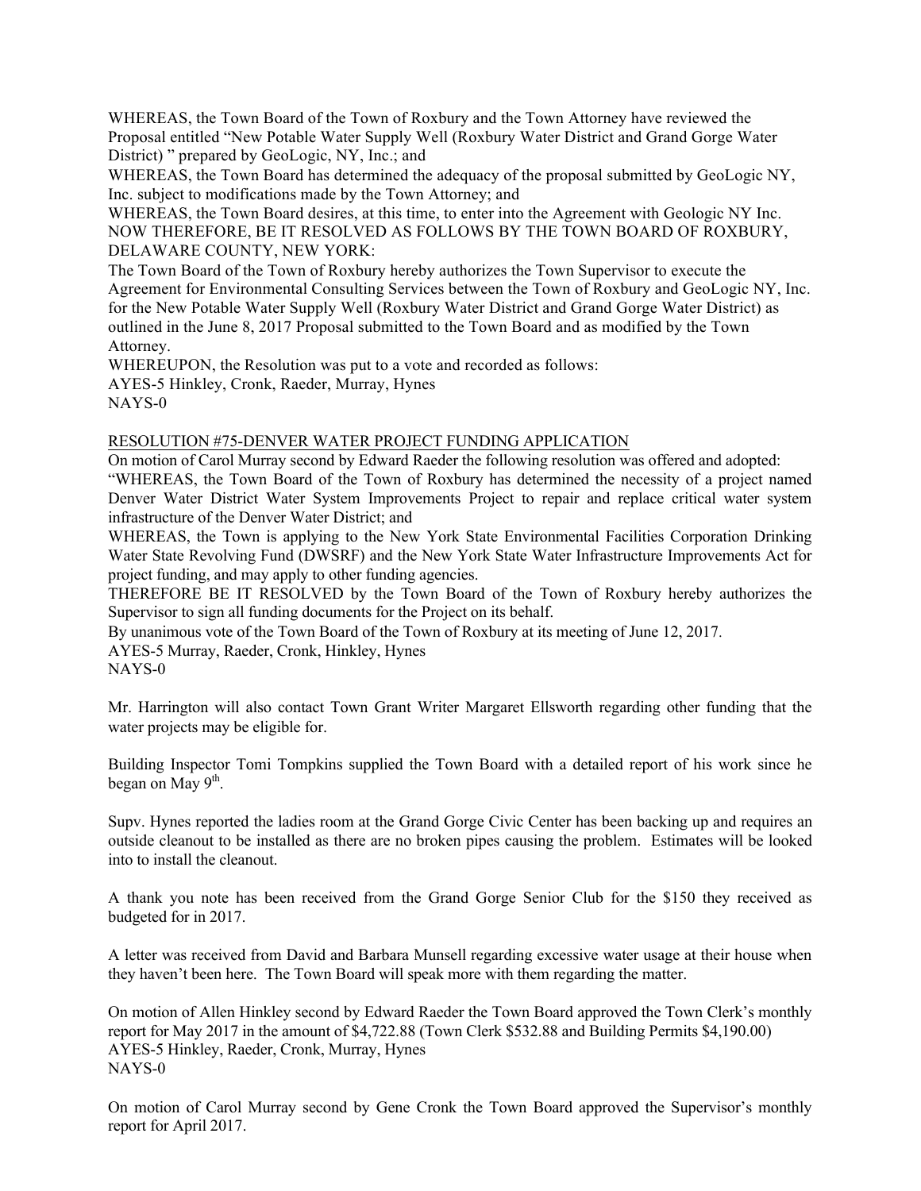WHEREAS, the Town Board of the Town of Roxbury and the Town Attorney have reviewed the Proposal entitled "New Potable Water Supply Well (Roxbury Water District and Grand Gorge Water District) " prepared by GeoLogic, NY, Inc.; and

WHEREAS, the Town Board has determined the adequacy of the proposal submitted by GeoLogic NY, Inc. subject to modifications made by the Town Attorney; and

WHEREAS, the Town Board desires, at this time, to enter into the Agreement with Geologic NY Inc.

NOW THEREFORE, BE IT RESOLVED AS FOLLOWS BY THE TOWN BOARD OF ROXBURY, DELAWARE COUNTY, NEW YORK:

The Town Board of the Town of Roxbury hereby authorizes the Town Supervisor to execute the Agreement for Environmental Consulting Services between the Town of Roxbury and GeoLogic NY, Inc. for the New Potable Water Supply Well (Roxbury Water District and Grand Gorge Water District) as outlined in the June 8, 2017 Proposal submitted to the Town Board and as modified by the Town Attorney.

WHEREUPON, the Resolution was put to a vote and recorded as follows:

AYES-5 Hinkley, Cronk, Raeder, Murray, Hynes

NAYS-0

RESOLUTION #75-DENVER WATER PROJECT FUNDING APPLICATION

On motion of Carol Murray second by Edward Raeder the following resolution was offered and adopted:

"WHEREAS, the Town Board of the Town of Roxbury has determined the necessity of a project named Denver Water District Water System Improvements Project to repair and replace critical water system infrastructure of the Denver Water District; and

WHEREAS, the Town is applying to the New York State Environmental Facilities Corporation Drinking Water State Revolving Fund (DWSRF) and the New York State Water Infrastructure Improvements Act for project funding, and may apply to other funding agencies.

THEREFORE BE IT RESOLVED by the Town Board of the Town of Roxbury hereby authorizes the Supervisor to sign all funding documents for the Project on its behalf.

By unanimous vote of the Town Board of the Town of Roxbury at its meeting of June 12, 2017.

AYES-5 Murray, Raeder, Cronk, Hinkley, Hynes

NAYS-0

Mr. Harrington will also contact Town Grant Writer Margaret Ellsworth regarding other funding that the water projects may be eligible for.

Building Inspector Tomi Tompkins supplied the Town Board with a detailed report of his work since he began on May 9th.

Supv. Hynes reported the ladies room at the Grand Gorge Civic Center has been backing up and requires an outside cleanout to be installed as there are no broken pipes causing the problem. Estimates will be looked into to install the cleanout.

A thank you note has been received from the Grand Gorge Senior Club for the $150 they received as budgeted for in 2017.

A letter was received from David and Barbara Munsell regarding excessive water usage at their house when they haven't been here. The Town Board will speak more with them regarding the matter.

On motion of Allen Hinkley second by Edward Raeder the Town Board approved the Town Clerk's monthly report for May 2017 in the amount of $4,722.88 (Town Clerk $532.88 and Building Permits $4,190.00)

AYES-5 Hinkley, Raeder, Cronk, Murray, Hynes

NAYS-0

On motion of Carol Murray second by Gene Cronk the Town Board approved the Supervisor's monthly report for April 2017.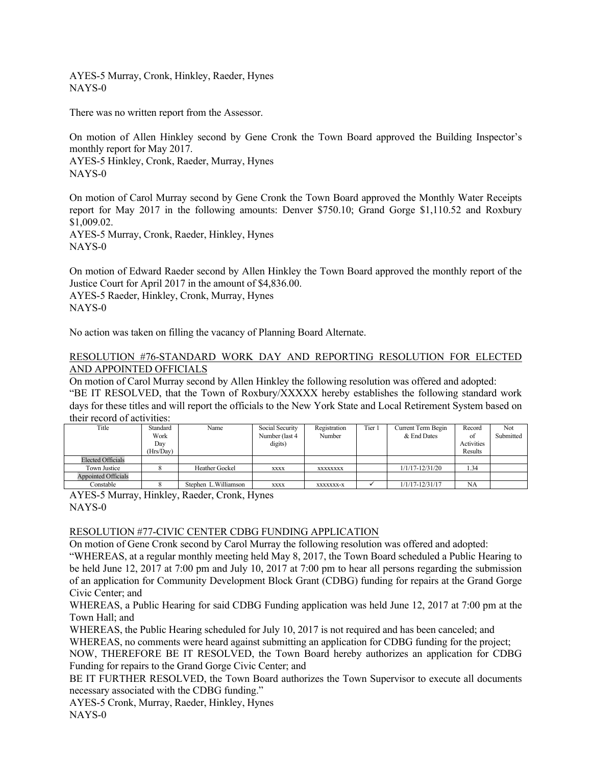AYES-5 Murray, Cronk, Hinkley, Raeder, Hynes
NAYS-0

There was no written report from the Assessor.

On motion of Allen Hinkley second by Gene Cronk the Town Board approved the Building Inspector's monthly report for May 2017.
AYES-5 Hinkley, Cronk, Raeder, Murray, Hynes
NAYS-0

On motion of Carol Murray second by Gene Cronk the Town Board approved the Monthly Water Receipts report for May 2017 in the following amounts: Denver $750.10; Grand Gorge $1,110.52 and Roxbury $1,009.02.
AYES-5 Murray, Cronk, Raeder, Hinkley, Hynes
NAYS-0

On motion of Edward Raeder second by Allen Hinkley the Town Board approved the monthly report of the Justice Court for April 2017 in the amount of $4,836.00.
AYES-5 Raeder, Hinkley, Cronk, Murray, Hynes
NAYS-0

No action was taken on filling the vacancy of Planning Board Alternate.

RESOLUTION #76-STANDARD WORK DAY AND REPORTING RESOLUTION FOR ELECTED AND APPOINTED OFFICIALS

On motion of Carol Murray second by Allen Hinkley the following resolution was offered and adopted:
"BE IT RESOLVED, that the Town of Roxbury/XXXXX hereby establishes the following standard work days for these titles and will report the officials to the New York State and Local Retirement System based on their record of activities:

| Title | Standard Work Day (Hrs/Day) | Name | Social Security Number (last 4 digits) | Registration Number | Tier 1 | Current Term Begin & End Dates | Record of Activities Results | Not Submitted |
|---|---|---|---|---|---|---|---|---|
| Elected Officials | | | | | | | | |
| Town Justice | 8 | Heather Gockel | xxxx | xxxxxxxx | | 1/1/17-12/31/20 | 1.34 | |
| Appointed Officials | | | | | | | | |
| Constable | 8 | Stephen L.Williamson | xxxx | xxxxxxx-x | ✓ | 1/1/17-12/31/17 | NA | |

AYES-5 Murray, Hinkley, Raeder, Cronk, Hynes
NAYS-0

RESOLUTION #77-CIVIC CENTER CDBG FUNDING APPLICATION

On motion of Gene Cronk second by Carol Murray the following resolution was offered and adopted:
"WHEREAS, at a regular monthly meeting held May 8, 2017, the Town Board scheduled a Public Hearing to be held June 12, 2017 at 7:00 pm and July 10, 2017 at 7:00 pm to hear all persons regarding the submission of an application for Community Development Block Grant (CDBG) funding for repairs at the Grand Gorge Civic Center; and

WHEREAS, a Public Hearing for said CDBG Funding application was held June 12, 2017 at 7:00 pm at the Town Hall; and

WHEREAS, the Public Hearing scheduled for July 10, 2017 is not required and has been canceled; and

WHEREAS, no comments were heard against submitting an application for CDBG funding for the project;

NOW, THEREFORE BE IT RESOLVED, the Town Board hereby authorizes an application for CDBG Funding for repairs to the Grand Gorge Civic Center; and

BE IT FURTHER RESOLVED, the Town Board authorizes the Town Supervisor to execute all documents necessary associated with the CDBG funding."

AYES-5 Cronk, Murray, Raeder, Hinkley, Hynes
NAYS-0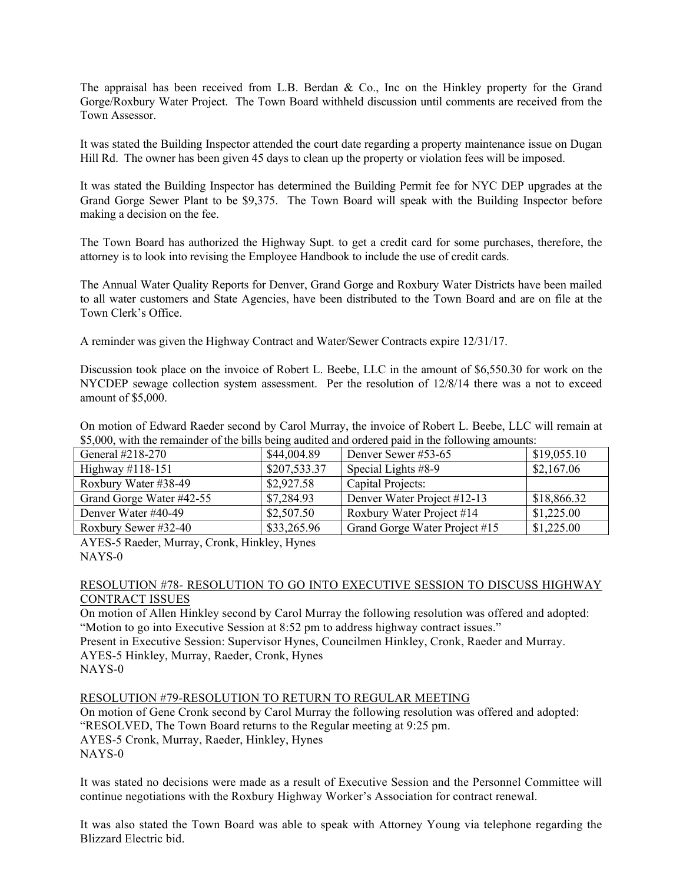The appraisal has been received from L.B. Berdan & Co., Inc on the Hinkley property for the Grand Gorge/Roxbury Water Project. The Town Board withheld discussion until comments are received from the Town Assessor.

It was stated the Building Inspector attended the court date regarding a property maintenance issue on Dugan Hill Rd. The owner has been given 45 days to clean up the property or violation fees will be imposed.

It was stated the Building Inspector has determined the Building Permit fee for NYC DEP upgrades at the Grand Gorge Sewer Plant to be $9,375. The Town Board will speak with the Building Inspector before making a decision on the fee.

The Town Board has authorized the Highway Supt. to get a credit card for some purchases, therefore, the attorney is to look into revising the Employee Handbook to include the use of credit cards.

The Annual Water Quality Reports for Denver, Grand Gorge and Roxbury Water Districts have been mailed to all water customers and State Agencies, have been distributed to the Town Board and are on file at the Town Clerk's Office.

A reminder was given the Highway Contract and Water/Sewer Contracts expire 12/31/17.

Discussion took place on the invoice of Robert L. Beebe, LLC in the amount of $6,550.30 for work on the NYCDEP sewage collection system assessment. Per the resolution of 12/8/14 there was a not to exceed amount of $5,000.

On motion of Edward Raeder second by Carol Murray, the invoice of Robert L. Beebe, LLC will remain at $5,000, with the remainder of the bills being audited and ordered paid in the following amounts:

| General #218-270 | $44,004.89 | Denver Sewer #53-65 | $19,055.10 |
|---|---|---|---|
| Highway #118-151 | $207,533.37 | Special Lights #8-9 | $2,167.06 |
| Roxbury Water #38-49 | $2,927.58 | Capital Projects: | |
| Grand Gorge Water #42-55 | $7,284.93 | Denver Water Project #12-13 | $18,866.32 |
| Denver Water #40-49 | $2,507.50 | Roxbury Water Project #14 | $1,225.00 |
| Roxbury Sewer #32-40 | $33,265.96 | Grand Gorge Water Project #15 | $1,225.00 |

AYES-5 Raeder, Murray, Cronk, Hinkley, Hynes
NAYS-0

RESOLUTION #78- RESOLUTION TO GO INTO EXECUTIVE SESSION TO DISCUSS HIGHWAY CONTRACT ISSUES

On motion of Allen Hinkley second by Carol Murray the following resolution was offered and adopted:
"Motion to go into Executive Session at 8:52 pm to address highway contract issues."
Present in Executive Session: Supervisor Hynes, Councilmen Hinkley, Cronk, Raeder and Murray.
AYES-5 Hinkley, Murray, Raeder, Cronk, Hynes
NAYS-0

RESOLUTION #79-RESOLUTION TO RETURN TO REGULAR MEETING

On motion of Gene Cronk second by Carol Murray the following resolution was offered and adopted:
"RESOLVED, The Town Board returns to the Regular meeting at 9:25 pm.
AYES-5 Cronk, Murray, Raeder, Hinkley, Hynes
NAYS-0

It was stated no decisions were made as a result of Executive Session and the Personnel Committee will continue negotiations with the Roxbury Highway Worker's Association for contract renewal.

It was also stated the Town Board was able to speak with Attorney Young via telephone regarding the Blizzard Electric bid.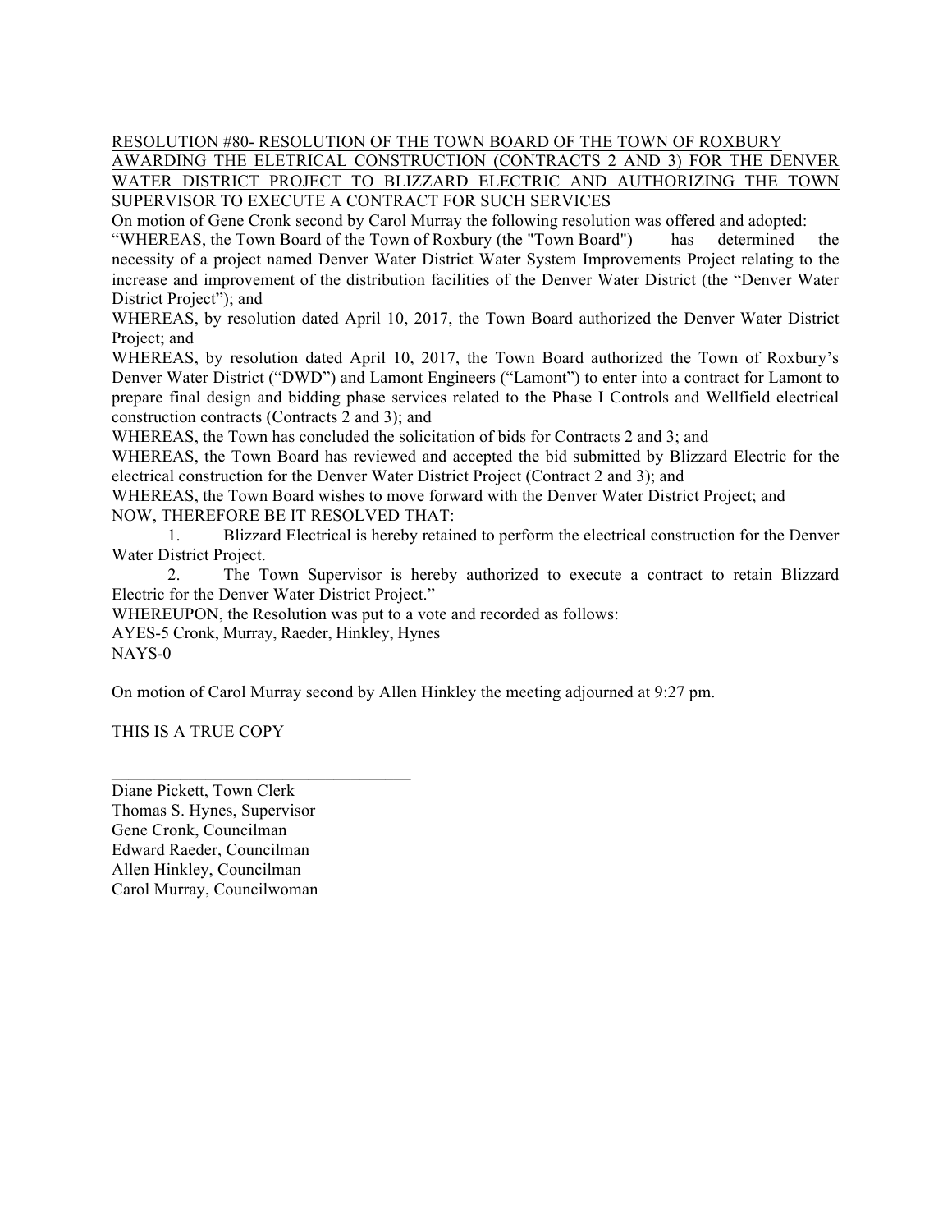RESOLUTION #80- RESOLUTION OF THE TOWN BOARD OF THE TOWN OF ROXBURY AWARDING THE ELETRICAL CONSTRUCTION (CONTRACTS 2 AND 3) FOR THE DENVER WATER DISTRICT PROJECT TO BLIZZARD ELECTRIC AND AUTHORIZING THE TOWN SUPERVISOR TO EXECUTE A CONTRACT FOR SUCH SERVICES

On motion of Gene Cronk second by Carol Murray the following resolution was offered and adopted:

"WHEREAS, the Town Board of the Town of Roxbury (the "Town Board") has determined the necessity of a project named Denver Water District Water System Improvements Project relating to the increase and improvement of the distribution facilities of the Denver Water District (the "Denver Water District Project"); and

WHEREAS, by resolution dated April 10, 2017, the Town Board authorized the Denver Water District Project; and

WHEREAS, by resolution dated April 10, 2017, the Town Board authorized the Town of Roxbury's Denver Water District ("DWD") and Lamont Engineers ("Lamont") to enter into a contract for Lamont to prepare final design and bidding phase services related to the Phase I Controls and Wellfield electrical construction contracts (Contracts 2 and 3); and

WHEREAS, the Town has concluded the solicitation of bids for Contracts 2 and 3; and

WHEREAS, the Town Board has reviewed and accepted the bid submitted by Blizzard Electric for the electrical construction for the Denver Water District Project (Contract 2 and 3); and

WHEREAS, the Town Board wishes to move forward with the Denver Water District Project; and

NOW, THEREFORE BE IT RESOLVED THAT:

1. Blizzard Electrical is hereby retained to perform the electrical construction for the Denver Water District Project.
2. The Town Supervisor is hereby authorized to execute a contract to retain Blizzard Electric for the Denver Water District Project."

WHEREUPON, the Resolution was put to a vote and recorded as follows:

AYES-5 Cronk, Murray, Raeder, Hinkley, Hynes

NAYS-0

On motion of Carol Murray second by Allen Hinkley the meeting adjourned at 9:27 pm.

THIS IS A TRUE COPY

\_\_\_\_\_\_\_\_\_\_\_\_\_\_\_\_\_\_\_\_\_\_\_\_\_\_\_\_\_\_\_\_\_\_\_\_

Diane Pickett, Town Clerk
Thomas S. Hynes, Supervisor
Gene Cronk, Councilman
Edward Raeder, Councilman
Allen Hinkley, Councilman
Carol Murray, Councilwoman